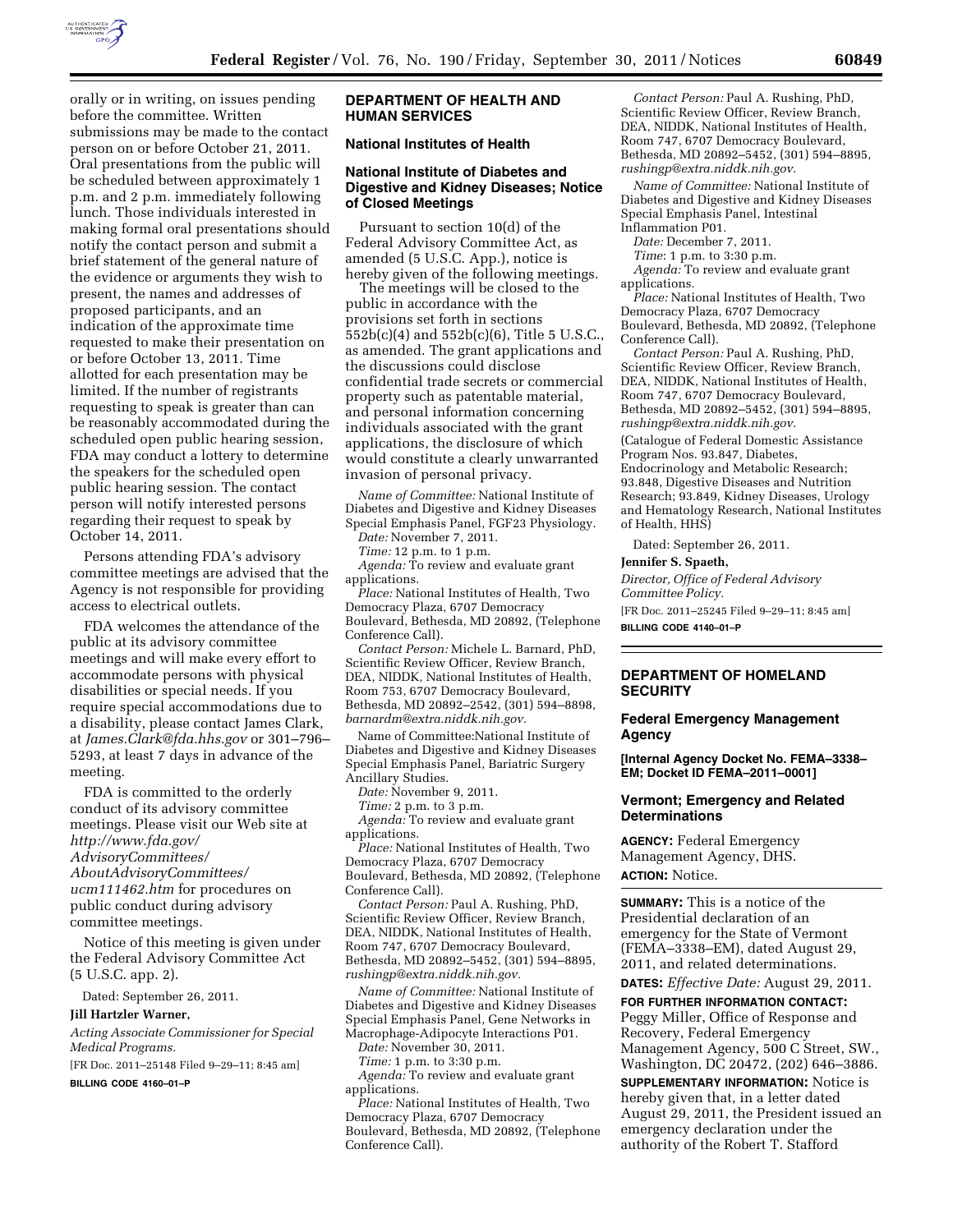orally or in writing, on issues pending before the committee. Written submissions may be made to the contact person on or before October 21, 2011. Oral presentations from the public will be scheduled between approximately 1 p.m. and 2 p.m. immediately following lunch. Those individuals interested in making formal oral presentations should notify the contact person and submit a brief statement of the general nature of the evidence or arguments they wish to present, the names and addresses of proposed participants, and an indication of the approximate time requested to make their presentation on or before October 13, 2011. Time allotted for each presentation may be limited. If the number of registrants requesting to speak is greater than can be reasonably accommodated during the scheduled open public hearing session, FDA may conduct a lottery to determine the speakers for the scheduled open public hearing session. The contact person will notify interested persons regarding their request to speak by October 14, 2011.

Persons attending FDA's advisory committee meetings are advised that the Agency is not responsible for providing access to electrical outlets.

FDA welcomes the attendance of the public at its advisory committee meetings and will make every effort to accommodate persons with physical disabilities or special needs. If you require special accommodations due to a disability, please contact James Clark, at *James.Clark@fda.hhs.gov* or 301–796–5293, at least 7 days in advance of the meeting.

FDA is committed to the orderly conduct of its advisory committee meetings. Please visit our Web site at *http://www.fda.gov/AdvisoryCommittees/AboutAdvisoryCommittees/ucm111462.htm* for procedures on public conduct during advisory committee meetings.

Notice of this meeting is given under the Federal Advisory Committee Act (5 U.S.C. app. 2).

Dated: September 26, 2011.

**Jill Hartzler Warner,**

*Acting Associate Commissioner for Special Medical Programs.*

[FR Doc. 2011–25148 Filed 9–29–11; 8:45 am]

**BILLING CODE 4160–01–P**

## DEPARTMENT OF HEALTH AND HUMAN SERVICES

### National Institutes of Health

### National Institute of Diabetes and Digestive and Kidney Diseases; Notice of Closed Meetings

Pursuant to section 10(d) of the Federal Advisory Committee Act, as amended (5 U.S.C. App.), notice is hereby given of the following meetings.

The meetings will be closed to the public in accordance with the provisions set forth in sections 552b(c)(4) and 552b(c)(6), Title 5 U.S.C., as amended. The grant applications and the discussions could disclose confidential trade secrets or commercial property such as patentable material, and personal information concerning individuals associated with the grant applications, the disclosure of which would constitute a clearly unwarranted invasion of personal privacy.

*Name of Committee:* National Institute of Diabetes and Digestive and Kidney Diseases Special Emphasis Panel, FGF23 Physiology.

*Date:* November 7, 2011.

*Time:* 12 p.m. to 1 p.m.

*Agenda:* To review and evaluate grant applications.

*Place:* National Institutes of Health, Two Democracy Plaza, 6707 Democracy Boulevard, Bethesda, MD 20892, (Telephone Conference Call).

*Contact Person:* Michele L. Barnard, PhD, Scientific Review Officer, Review Branch, DEA, NIDDK, National Institutes of Health, Room 753, 6707 Democracy Boulevard, Bethesda, MD 20892–2542, (301) 594–8898, *barnardm@extra.niddk.nih.gov.*

Name of Committee:National Institute of Diabetes and Digestive and Kidney Diseases Special Emphasis Panel, Bariatric Surgery Ancillary Studies.

*Date:* November 9, 2011.

*Time:* 2 p.m. to 3 p.m.

*Agenda:* To review and evaluate grant applications.

*Place:* National Institutes of Health, Two Democracy Plaza, 6707 Democracy Boulevard, Bethesda, MD 20892, (Telephone Conference Call).

*Contact Person:* Paul A. Rushing, PhD, Scientific Review Officer, Review Branch, DEA, NIDDK, National Institutes of Health, Room 747, 6707 Democracy Boulevard, Bethesda, MD 20892–5452, (301) 594–8895, *rushingp@extra.niddk.nih.gov.*

*Name of Committee:* National Institute of Diabetes and Digestive and Kidney Diseases Special Emphasis Panel, Gene Networks in Macrophage-Adipocyte Interactions P01.

*Date:* November 30, 2011.

*Time:* 1 p.m. to 3:30 p.m.

*Agenda:* To review and evaluate grant applications.

*Place:* National Institutes of Health, Two Democracy Plaza, 6707 Democracy Boulevard, Bethesda, MD 20892, (Telephone Conference Call).

*Contact Person:* Paul A. Rushing, PhD, Scientific Review Officer, Review Branch, DEA, NIDDK, National Institutes of Health, Room 747, 6707 Democracy Boulevard, Bethesda, MD 20892–5452, (301) 594–8895, *rushingp@extra.niddk.nih.gov.*

*Name of Committee:* National Institute of Diabetes and Digestive and Kidney Diseases Special Emphasis Panel, Intestinal Inflammation P01.

*Date:* December 7, 2011.

*Time*: 1 p.m. to 3:30 p.m.

*Agenda:* To review and evaluate grant applications.

*Place:* National Institutes of Health, Two Democracy Plaza, 6707 Democracy Boulevard, Bethesda, MD 20892, (Telephone Conference Call).

*Contact Person:* Paul A. Rushing, PhD, Scientific Review Officer, Review Branch, DEA, NIDDK, National Institutes of Health, Room 747, 6707 Democracy Boulevard, Bethesda, MD 20892–5452, (301) 594–8895, *rushingp@extra.niddk.nih.gov.*

(Catalogue of Federal Domestic Assistance Program Nos. 93.847, Diabetes, Endocrinology and Metabolic Research; 93.848, Digestive Diseases and Nutrition Research; 93.849, Kidney Diseases, Urology and Hematology Research, National Institutes of Health, HHS)

Dated: September 26, 2011.

**Jennifer S. Spaeth,**

*Director, Office of Federal Advisory Committee Policy.*

[FR Doc. 2011–25245 Filed 9–29–11; 8:45 am]

**BILLING CODE 4140–01–P**

## DEPARTMENT OF HOMELAND SECURITY

### Federal Emergency Management Agency

**[Internal Agency Docket No. FEMA–3338–EM; Docket ID FEMA–2011–0001]**

### Vermont; Emergency and Related Determinations

**AGENCY:** Federal Emergency Management Agency, DHS.

**ACTION:** Notice.

**SUMMARY:** This is a notice of the Presidential declaration of an emergency for the State of Vermont (FEMA–3338–EM), dated August 29, 2011, and related determinations.

**DATES:** *Effective Date:* August 29, 2011.

**FOR FURTHER INFORMATION CONTACT:** Peggy Miller, Office of Response and Recovery, Federal Emergency Management Agency, 500 C Street, SW., Washington, DC 20472, (202) 646–3886.

**SUPPLEMENTARY INFORMATION:** Notice is hereby given that, in a letter dated August 29, 2011, the President issued an emergency declaration under the authority of the Robert T. Stafford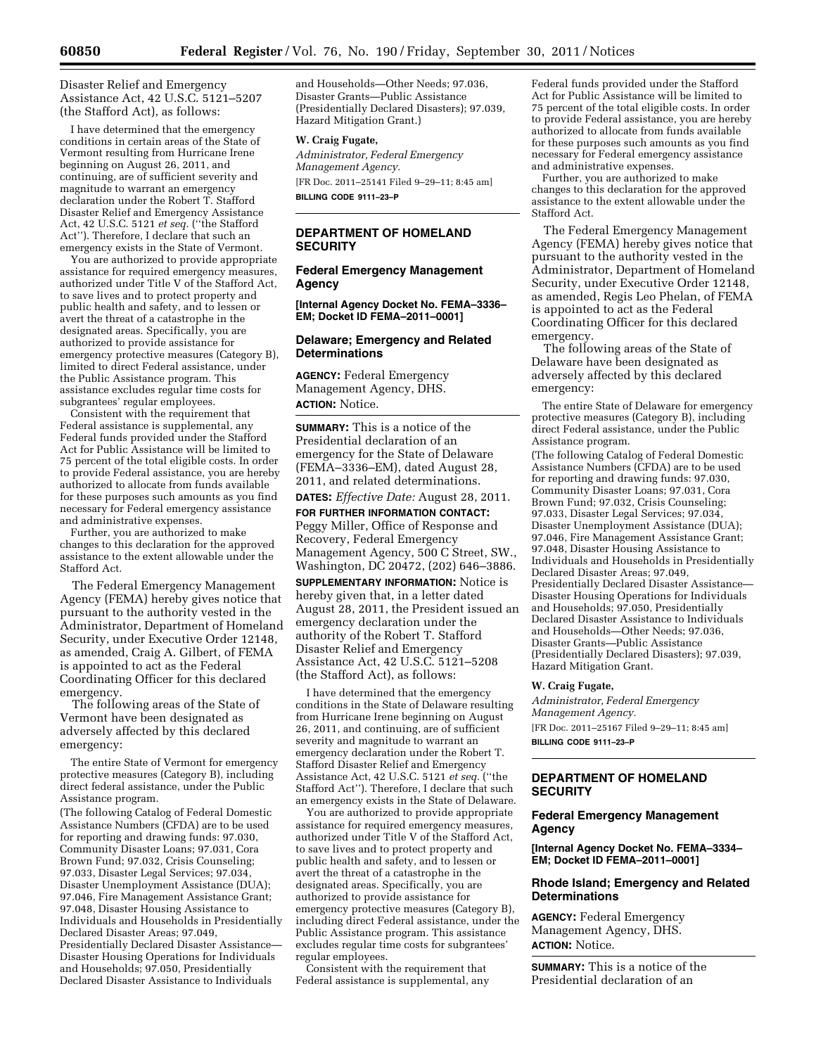Disaster Relief and Emergency Assistance Act, 42 U.S.C. 5121–5207 (the Stafford Act), as follows:

I have determined that the emergency conditions in certain areas of the State of Vermont resulting from Hurricane Irene beginning on August 26, 2011, and continuing, are of sufficient severity and magnitude to warrant an emergency declaration under the Robert T. Stafford Disaster Relief and Emergency Assistance Act, 42 U.S.C. 5121 *et seq.* (''the Stafford Act''). Therefore, I declare that such an emergency exists in the State of Vermont.

You are authorized to provide appropriate assistance for required emergency measures, authorized under Title V of the Stafford Act, to save lives and to protect property and public health and safety, and to lessen or avert the threat of a catastrophe in the designated areas. Specifically, you are authorized to provide assistance for emergency protective measures (Category B), limited to direct Federal assistance, under the Public Assistance program. This assistance excludes regular time costs for subgrantees' regular employees.

Consistent with the requirement that Federal assistance is supplemental, any Federal funds provided under the Stafford Act for Public Assistance will be limited to 75 percent of the total eligible costs. In order to provide Federal assistance, you are hereby authorized to allocate from funds available for these purposes such amounts as you find necessary for Federal emergency assistance and administrative expenses.

Further, you are authorized to make changes to this declaration for the approved assistance to the extent allowable under the Stafford Act.

The Federal Emergency Management Agency (FEMA) hereby gives notice that pursuant to the authority vested in the Administrator, Department of Homeland Security, under Executive Order 12148, as amended, Craig A. Gilbert, of FEMA is appointed to act as the Federal Coordinating Officer for this declared emergency.

The following areas of the State of Vermont have been designated as adversely affected by this declared emergency:

The entire State of Vermont for emergency protective measures (Category B), including direct federal assistance, under the Public Assistance program.

(The following Catalog of Federal Domestic Assistance Numbers (CFDA) are to be used for reporting and drawing funds: 97.030, Community Disaster Loans; 97.031, Cora Brown Fund; 97.032, Crisis Counseling; 97.033, Disaster Legal Services; 97.034, Disaster Unemployment Assistance (DUA); 97.046, Fire Management Assistance Grant; 97.048, Disaster Housing Assistance to Individuals and Households in Presidentially Declared Disaster Areas; 97.049, Presidentially Declared Disaster Assistance— Disaster Housing Operations for Individuals and Households; 97.050, Presidentially Declared Disaster Assistance to Individuals and Households—Other Needs; 97.036, Disaster Grants—Public Assistance (Presidentially Declared Disasters); 97.039, Hazard Mitigation Grant.)

**W. Craig Fugate,**

*Administrator, Federal Emergency Management Agency.*

[FR Doc. 2011–25141 Filed 9–29–11; 8:45 am]

**BILLING CODE 9111–23–P**

## DEPARTMENT OF HOMELAND SECURITY

### Federal Emergency Management Agency

**[Internal Agency Docket No. FEMA–3336–EM; Docket ID FEMA–2011–0001]**

### Delaware; Emergency and Related Determinations

**AGENCY:** Federal Emergency Management Agency, DHS.

**ACTION:** Notice.

**SUMMARY:** This is a notice of the Presidential declaration of an emergency for the State of Delaware (FEMA–3336–EM), dated August 28, 2011, and related determinations.

**DATES:** *Effective Date:* August 28, 2011.

**FOR FURTHER INFORMATION CONTACT:** Peggy Miller, Office of Response and Recovery, Federal Emergency Management Agency, 500 C Street, SW., Washington, DC 20472, (202) 646–3886.

**SUPPLEMENTARY INFORMATION:** Notice is hereby given that, in a letter dated August 28, 2011, the President issued an emergency declaration under the authority of the Robert T. Stafford Disaster Relief and Emergency Assistance Act, 42 U.S.C. 5121–5208 (the Stafford Act), as follows:

I have determined that the emergency conditions in the State of Delaware resulting from Hurricane Irene beginning on August 26, 2011, and continuing, are of sufficient severity and magnitude to warrant an emergency declaration under the Robert T. Stafford Disaster Relief and Emergency Assistance Act, 42 U.S.C. 5121 *et seq.* (''the Stafford Act''). Therefore, I declare that such an emergency exists in the State of Delaware.

You are authorized to provide appropriate assistance for required emergency measures, authorized under Title V of the Stafford Act, to save lives and to protect property and public health and safety, and to lessen or avert the threat of a catastrophe in the designated areas. Specifically, you are authorized to provide assistance for emergency protective measures (Category B), including direct Federal assistance, under the Public Assistance program. This assistance excludes regular time costs for subgrantees' regular employees.

Consistent with the requirement that Federal assistance is supplemental, any Federal funds provided under the Stafford Act for Public Assistance will be limited to 75 percent of the total eligible costs. In order to provide Federal assistance, you are hereby authorized to allocate from funds available for these purposes such amounts as you find necessary for Federal emergency assistance and administrative expenses.

Further, you are authorized to make changes to this declaration for the approved assistance to the extent allowable under the Stafford Act.

The Federal Emergency Management Agency (FEMA) hereby gives notice that pursuant to the authority vested in the Administrator, Department of Homeland Security, under Executive Order 12148, as amended, Regis Leo Phelan, of FEMA is appointed to act as the Federal Coordinating Officer for this declared emergency.

The following areas of the State of Delaware have been designated as adversely affected by this declared emergency:

The entire State of Delaware for emergency protective measures (Category B), including direct Federal assistance, under the Public Assistance program.

(The following Catalog of Federal Domestic Assistance Numbers (CFDA) are to be used for reporting and drawing funds: 97.030, Community Disaster Loans; 97.031, Cora Brown Fund; 97.032, Crisis Counseling; 97.033, Disaster Legal Services; 97.034, Disaster Unemployment Assistance (DUA); 97.046, Fire Management Assistance Grant; 97.048, Disaster Housing Assistance to Individuals and Households in Presidentially Declared Disaster Areas; 97.049, Presidentially Declared Disaster Assistance— Disaster Housing Operations for Individuals and Households; 97.050, Presidentially Declared Disaster Assistance to Individuals and Households—Other Needs; 97.036, Disaster Grants—Public Assistance (Presidentially Declared Disasters); 97.039, Hazard Mitigation Grant.

**W. Craig Fugate,**

*Administrator, Federal Emergency Management Agency.*

[FR Doc. 2011–25167 Filed 9–29–11; 8:45 am]

**BILLING CODE 9111–23–P**

## DEPARTMENT OF HOMELAND SECURITY

### Federal Emergency Management Agency

**[Internal Agency Docket No. FEMA–3334–EM; Docket ID FEMA–2011–0001]**

### Rhode Island; Emergency and Related Determinations

**AGENCY:** Federal Emergency Management Agency, DHS.

**ACTION:** Notice.

**SUMMARY:** This is a notice of the Presidential declaration of an